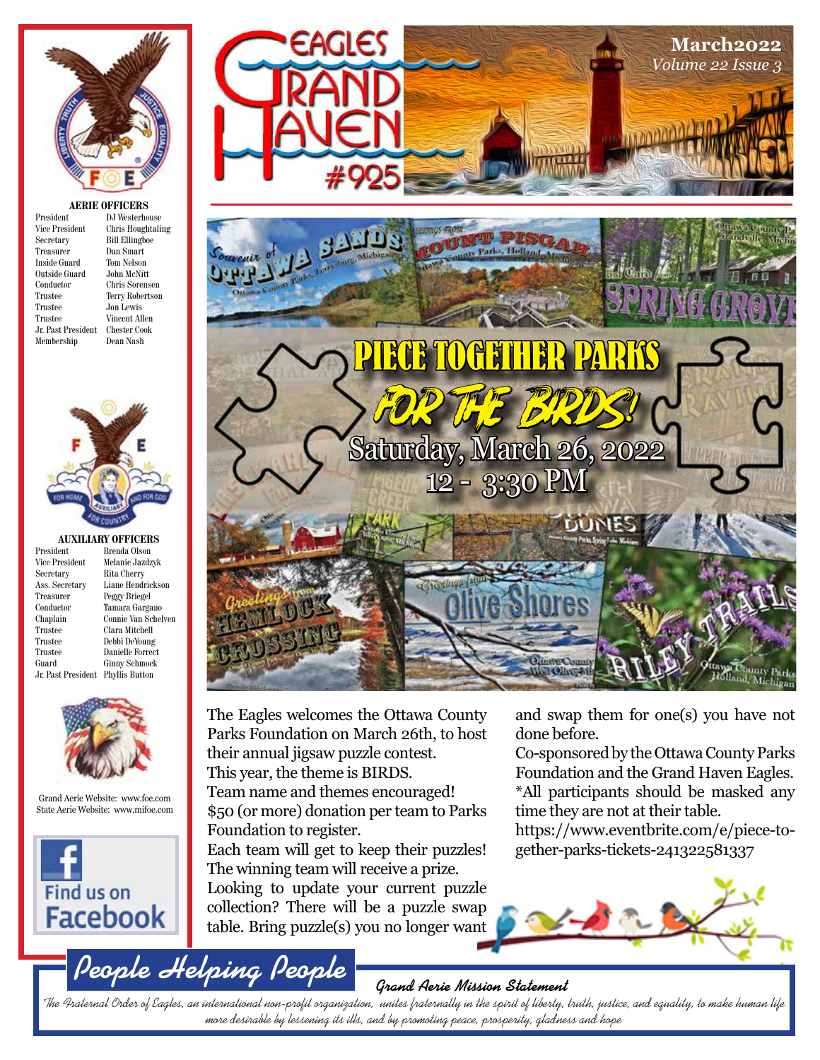# Eagles Grand Haven #925

**March2022**
*Volume 22 Issue 3*

### AERIE OFFICERS

| | |
|---|---|
| President | DJ Westerhouse |
| Vice President | Chris Houghtaling |
| Secretary | Bill Ellingboe |
| Treasurer | Dan Smart |
| Inside Guard | Tom Nelson |
| Outside Guard | John McNitt |
| Conductor | Chris Sorensen |
| Trustee | Terry Robertson |
| Trustee | Jon Lewis |
| Trustee | Vincent Allen |
| Jr. Past President | Chester Cook |
| Membership | Dean Nash |

### AUXILIARY OFFICERS

| | |
|---|---|
| President | Brenda Olson |
| Vice President | Melanie Jazdzyk |
| Secretary | Rita Cherry |
| Ass. Secretary | Liane Hendrickson |
| Treasurer | Peggy Briegel |
| Conductor | Tamara Gargano |
| Chaplain | Connie Van Schelven |
| Trustee | Clara Mitchell |
| Trustee | Debbi DeYoung |
| Trustee | Danielle Forrect |
| Guard | Ginny Schmock |
| Jr. Past President | Phyllis Button |

Grand Aerie Website: www.foe.com
State Aerie Website: www.mifoe.com

Find us on Facebook

## PIECE TOGETHER PARKS FOR THE BIRDS!

**Saturday, March 26, 2022**
**12 - 3:30 PM**

The Eagles welcomes the Ottawa County Parks Foundation on March 26th, to host their annual jigsaw puzzle contest.
This year, the theme is BIRDS.
Team name and themes encouraged!
$50 (or more) donation per team to Parks Foundation to register.
Each team will get to keep their puzzles!
The winning team will receive a prize.
Looking to update your current puzzle collection? There will be a puzzle swap table. Bring puzzle(s) you no longer want and swap them for one(s) you have not done before.
Co-sponsored by the Ottawa County Parks Foundation and the Grand Haven Eagles.
*All participants should be masked any time they are not at their table.
https://www.eventbrite.com/e/piece-to-gether-parks-tickets-241322581337

## People Helping People

**Grand Aerie Mission Statement**

*The Fraternal Order of Eagles, an international non-profit organization, unites fraternally in the spirit of liberty, truth, justice, and equality, to make human life more desirable by lessening its ills, and by promoting peace, prosperity, gladness and hope*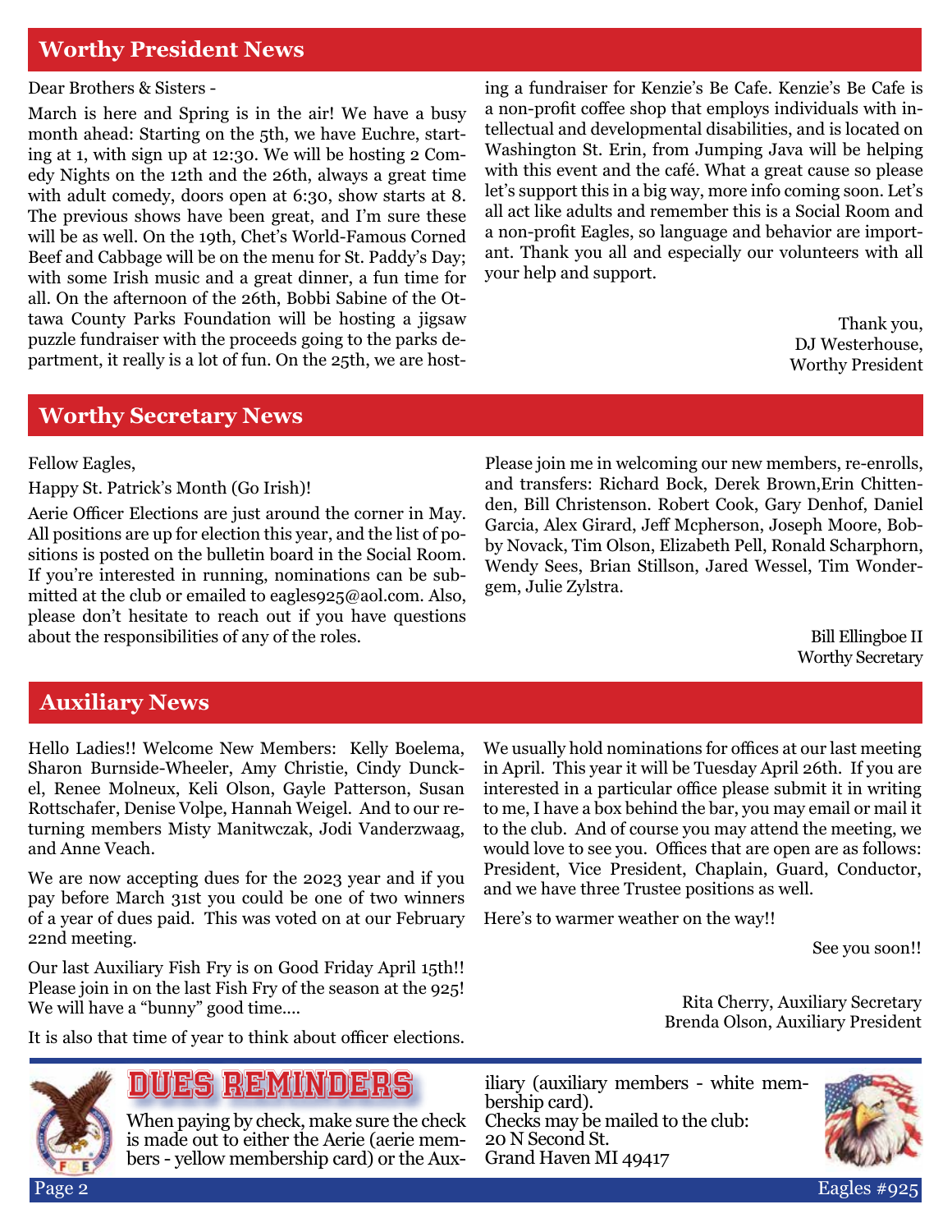## Worthy President News

Dear Brothers & Sisters -

March is here and Spring is in the air! We have a busy month ahead: Starting on the 5th, we have Euchre, starting at 1, with sign up at 12:30. We will be hosting 2 Comedy Nights on the 12th and the 26th, always a great time with adult comedy, doors open at 6:30, show starts at 8. The previous shows have been great, and I'm sure these will be as well. On the 19th, Chet's World-Famous Corned Beef and Cabbage will be on the menu for St. Paddy's Day; with some Irish music and a great dinner, a fun time for all. On the afternoon of the 26th, Bobbi Sabine of the Ottawa County Parks Foundation will be hosting a jigsaw puzzle fundraiser with the proceeds going to the parks department, it really is a lot of fun. On the 25th, we are hosting a fundraiser for Kenzie's Be Cafe. Kenzie's Be Cafe is a non-profit coffee shop that employs individuals with intellectual and developmental disabilities, and is located on Washington St. Erin, from Jumping Java will be helping with this event and the café. What a great cause so please let's support this in a big way, more info coming soon. Let's all act like adults and remember this is a Social Room and a non-profit Eagles, so language and behavior are important. Thank you all and especially our volunteers with all your help and support.

Thank you,
DJ Westerhouse,
Worthy President

## Worthy Secretary News

Fellow Eagles,

Happy St. Patrick's Month (Go Irish)!

Aerie Officer Elections are just around the corner in May. All positions are up for election this year, and the list of positions is posted on the bulletin board in the Social Room. If you're interested in running, nominations can be submitted at the club or emailed to eagles925@aol.com. Also, please don't hesitate to reach out if you have questions about the responsibilities of any of the roles.

Please join me in welcoming our new members, re-enrolls, and transfers: Richard Bock, Derek Brown,Erin Chittenden, Bill Christenson. Robert Cook, Gary Denhof, Daniel Garcia, Alex Girard, Jeff Mcpherson, Joseph Moore, Bobby Novack, Tim Olson, Elizabeth Pell, Ronald Scharphorn, Wendy Sees, Brian Stillson, Jared Wessel, Tim Wondergem, Julie Zylstra.

Bill Ellingboe II
Worthy Secretary

## Auxiliary News

Hello Ladies!! Welcome New Members: Kelly Boelema, Sharon Burnside-Wheeler, Amy Christie, Cindy Dunckel, Renee Molneux, Keli Olson, Gayle Patterson, Susan Rottschafer, Denise Volpe, Hannah Weigel. And to our returning members Misty Manitwczak, Jodi Vanderzwaag, and Anne Veach.

We are now accepting dues for the 2023 year and if you pay before March 31st you could be one of two winners of a year of dues paid. This was voted on at our February 22nd meeting.

Our last Auxiliary Fish Fry is on Good Friday April 15th!! Please join in on the last Fish Fry of the season at the 925! We will have a "bunny" good time....

It is also that time of year to think about officer elections. We usually hold nominations for offices at our last meeting in April. This year it will be Tuesday April 26th. If you are interested in a particular office please submit it in writing to me, I have a box behind the bar, you may email or mail it to the club. And of course you may attend the meeting, we would love to see you. Offices that are open are as follows: President, Vice President, Chaplain, Guard, Conductor, and we have three Trustee positions as well.

Here's to warmer weather on the way!!

See you soon!!

Rita Cherry, Auxiliary Secretary
Brenda Olson, Auxiliary President

## DUES REMINDERS

When paying by check, make sure the check is made out to either the Aerie (aerie members - yellow membership card) or the Auxiliary (auxiliary members - white membership card).
Checks may be mailed to the club:
20 N Second St.
Grand Haven MI 49417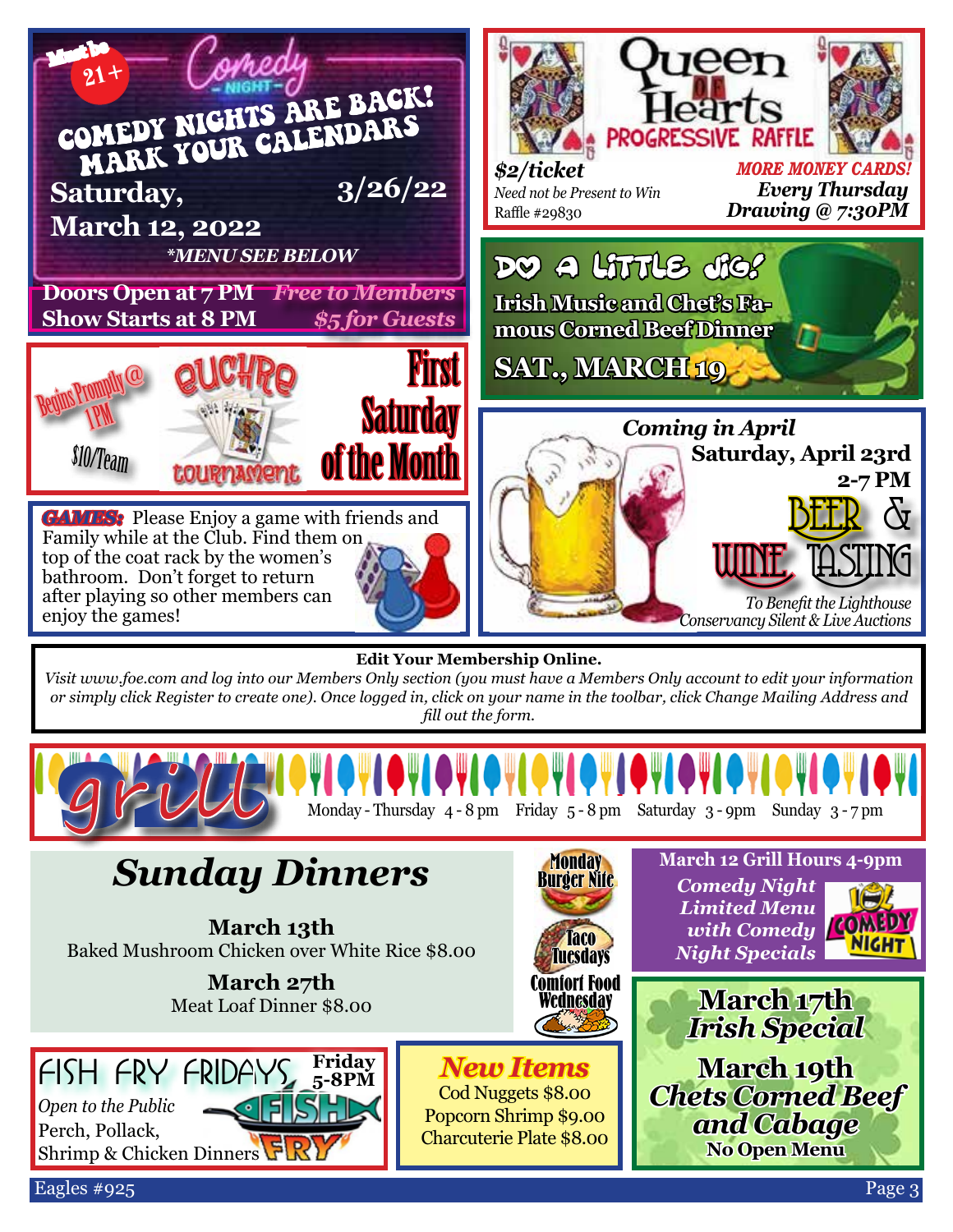## Comedy Night

Must be 21+

**COMEDY NIGHTS ARE BACK! MARK YOUR CALENDARS**

**Saturday, March 12, 2022** — **3/26/22**

*\*MENU SEE BELOW*

**Doors Open at 7 PM** — *Free to Members*
**Show Starts at 8 PM** — *$5 for Guests*

## Queen of Hearts Progressive Raffle

***$2/ticket***
*Need not be Present to Win*
Raffle #29830

***MORE MONEY CARDS!***
***Every Thursday***
***Drawing @ 7:30PM***

## Euchre Tournament

Begins Promptly @ 1PM
$10/Team
First Saturday of the Month

## DO A LITTLE JIG!

**Irish Music and Chet's Famous Corned Beef Dinner**

**SAT., MARCH 19**

***GAMES:*** Please Enjoy a game with friends and Family while at the Club. Find them on top of the coat rack by the women's bathroom. Don't forget to return after playing so other members can enjoy the games!

## Beer & Wine Tasting

*Coming in April*
**Saturday, April 23rd**
**2-7 PM**

BEER & WINE TASTING

*To Benefit the Lighthouse Conservancy Silent & Live Auctions*

---

**Edit Your Membership Online.**

*Visit www.foe.com and log into our Members Only section (you must have a Members Only account to edit your information or simply click Register to create one). Once logged in, click on your name in the toolbar, click Change Mailing Address and fill out the form.*

---

## Grill

Monday - Thursday 4 - 8 pm | Friday 5 - 8 pm | Saturday 3 - 9pm | Sunday 3 - 7 pm

## *Sunday Dinners*

**March 13th**
Baked Mushroom Chicken over White Rice $8.00

**March 27th**
Meat Loaf Dinner $8.00

Monday Burger Nite

Taco Tuesdays

Comfort Food Wednesday

**March 12 Grill Hours 4-9pm**

***Comedy Night Limited Menu with Comedy Night Specials***

## FISH FRY FRIDAYS

**Friday 5-8PM**

*Open to the Public*
Perch, Pollack,
Shrimp & Chicken Dinners

## *New Items*

Cod Nuggets $8.00
Popcorn Shrimp $9.00
Charcuterie Plate $8.00

## March 17th *Irish Special*

## March 19th *Chets Corned Beef and Cabage*

**No Open Menu**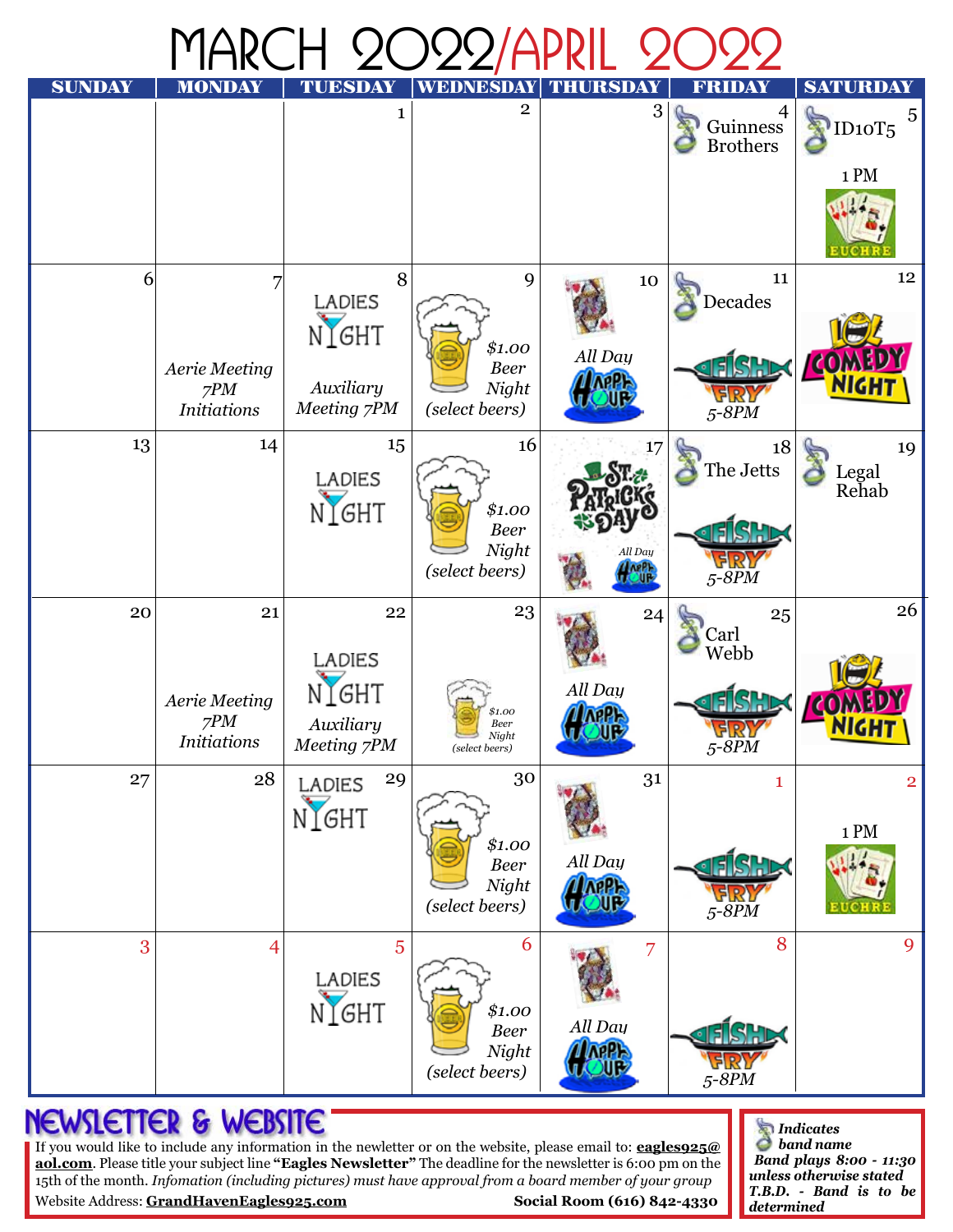# MARCH 2022/APRIL 2022

| SUNDAY | MONDAY | TUESDAY | WEDNESDAY | THURSDAY | FRIDAY | SATURDAY |
|---|---|---|---|---|---|---|
| | | 1 | 2 | 3 | 4 Guinness Brothers | 5 ID10T5 1 PM EUCHRE |
| 6 | 7 *Aerie Meeting 7PM Initiations* | 8 LADIES NIGHT *Auxiliary Meeting 7PM* | 9 *$1.00 Beer Night (select beers)* | 10 *All Day* HAPPY HOUR | 11 Decades FISH FRY *5-8PM* | 12 LOL COMEDY NIGHT |
| 13 | 14 | 15 LADIES NIGHT | 16 *$1.00 Beer Night (select beers)* | 17 ST. PATRICK'S DAY *All Day* HAPPY HOUR | 18 The Jetts FISH FRY *5-8PM* | 19 Legal Rehab |
| 20 | 21 *Aerie Meeting 7PM Initiations* | 22 LADIES NIGHT *Auxiliary Meeting 7PM* | 23 *$1.00 Beer Night (select beers)* | 24 *All Day* HAPPY HOUR | 25 Carl Webb FISH FRY *5-8PM* | 26 LOL COMEDY NIGHT |
| 27 | 28 | 29 LADIES NIGHT | 30 *$1.00 Beer Night (select beers)* | 31 *All Day* HAPPY HOUR | 1 FISH FRY *5-8PM* | 2 1 PM EUCHRE |
| 3 | 4 | 5 LADIES NIGHT | 6 *$1.00 Beer Night (select beers)* | 7 *All Day* HAPPY HOUR | 8 FISH FRY *5-8PM* | 9 |

## NEWSLETTER & WEBSITE

If you would like to include any information in the newletter or on the website, please email to: **eagles925@aol.com**. Please title your subject line **"Eagles Newsletter"** The deadline for the newsletter is 6:00 pm on the 15th of the month. *Infomation (including pictures) must have approval from a board member of your group*

Website Address: **GrandHavenEagles925.com**

**Social Room (616) 842-4330**

***Indicates band name***
***Band plays 8:00 - 11:30 unless otherwise stated***
***T.B.D. - Band is to be determined***